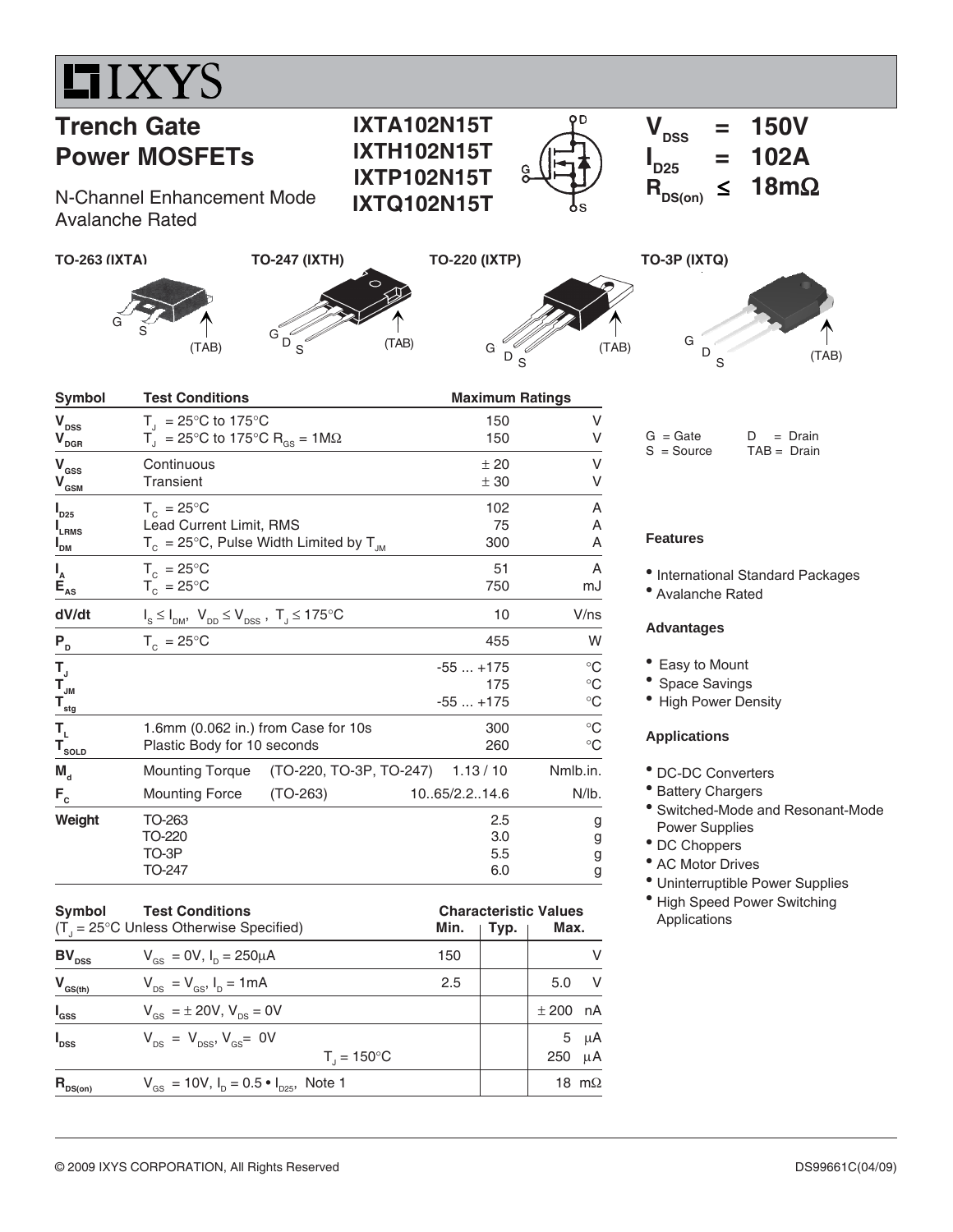# IXYS

## Trench Gate Power MOSFETs

N-Channel Enhancement Mode
Avalanche Rated

**IXTA102N15T**
**IXTH102N15T**
**IXTP102N15T**
**IXTQ102N15T**

$V_{DSS}$ = 150V
$I_{D25}$ = 102A
$R_{DS(on)}$ ≤ 18mΩ

TO-263 (IXTA) — G, S, (TAB)
TO-247 (IXTH) — G, D, S, (TAB)
TO-220 (IXTP) — G, D, S, (TAB)
TO-3P (IXTQ) — G, D, S, (TAB)

G = Gate, D = Drain
S = Source, TAB = Drain

| Symbol | Test Conditions | | Maximum Ratings | |
|---|---|---|---|---|
| $V_{DSS}$ | $T_J$ = 25°C to 175°C | | 150 | V |
| $V_{DGR}$ | $T_J$ = 25°C to 175°C $R_{GS}$ = 1MΩ | | 150 | V |
| $V_{GSS}$ | Continuous | | ± 20 | V |
| $V_{GSM}$ | Transient | | ± 30 | V |
| $I_{D25}$ | $T_C$ = 25°C | | 102 | A |
| $I_{LRMS}$ | Lead Current Limit, RMS | | 75 | A |
| $I_{DM}$ | $T_C$ = 25°C, Pulse Width Limited by $T_{JM}$ | | 300 | A |
| $I_A$ | $T_C$ = 25°C | | 51 | A |
| $E_{AS}$ | $T_C$ = 25°C | | 750 | mJ |
| dV/dt | $I_S \le I_{DM}$, $V_{DD} \le V_{DSS}$, $T_J \le$ 175°C | | 10 | V/ns |
| $P_D$ | $T_C$ = 25°C | | 455 | W |
| $T_J$ | | | -55 ... +175 | °C |
| $T_{JM}$ | | | 175 | °C |
| $T_{stg}$ | | | -55 ... +175 | °C |
| $T_L$ | 1.6mm (0.062 in.) from Case for 10s | | 300 | °C |
| $T_{SOLD}$ | Plastic Body for 10 seconds | | 260 | °C |
| $M_d$ | Mounting Torque | (TO-220, TO-3P, TO-247) | 1.13 / 10 | Nm/lb.in. |
| $F_C$ | Mounting Force | (TO-263) | 10..65/2.2..14.6 | N/lb. |
| Weight | TO-263 | | 2.5 | g |
| | TO-220 | | 3.0 | g |
| | TO-3P | | 5.5 | g |
| | TO-247 | | 6.0 | g |

### Features

- International Standard Packages
- Avalanche Rated

### Advantages

- Easy to Mount
- Space Savings
- High Power Density

### Applications

- DC-DC Converters
- Battery Chargers
- Switched-Mode and Resonant-Mode Power Supplies
- DC Choppers
- AC Motor Drives
- Uninterruptible Power Supplies
- High Speed Power Switching Applications

| Symbol | Test Conditions ($T_J$ = 25°C Unless Otherwise Specified) | Characteristic Values Min. | Typ. | Max. |
|---|---|---|---|---|
| $BV_{DSS}$ | $V_{GS}$ = 0V, $I_D$ = 250μA | 150 | | V |
| $V_{GS(th)}$ | $V_{DS}$ = $V_{GS}$, $I_D$ = 1mA | 2.5 | | 5.0 V |
| $I_{GSS}$ | $V_{GS}$ = ± 20V, $V_{DS}$ = 0V | | | ± 200 nA |
| $I_{DSS}$ | $V_{DS}$ = $V_{DSS}$, $V_{GS}$ = 0V | | | 5 μA |
| | $T_J$ = 150°C | | | 250 μA |
| $R_{DS(on)}$ | $V_{GS}$ = 10V, $I_D$ = 0.5 • $I_{D25}$, Note 1 | | | 18 mΩ |

© 2009 IXYS CORPORATION, All Rights Reserved

DS99661C(04/09)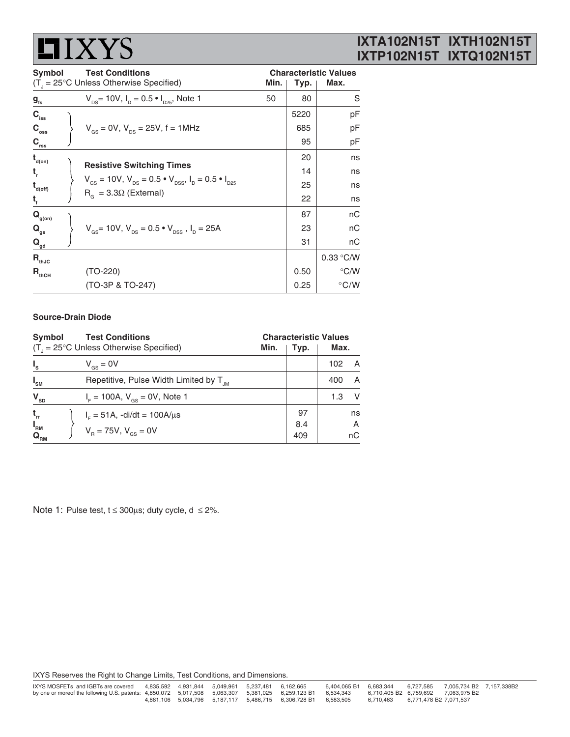| Symbol | Test Conditions ($T_J$ = 25°C Unless Otherwise Specified) | Characteristic Values Min. | Typ. | Max. |
|---|---|---|---|---|
| $g_{fs}$ | $V_{DS}$= 10V, $I_D = 0.5 \bullet I_{D25}$, Note 1 | 50 | 80 | S |
| $C_{iss}$ | $V_{GS}$ = 0V, $V_{DS}$ = 25V, f = 1MHz | | 5220 | pF |
| $C_{oss}$ | | | 685 | pF |
| $C_{rss}$ | | | 95 | pF |
| $t_{d(on)}$ | **Resistive Switching Times** $V_{GS}$ = 10V, $V_{DS} = 0.5 \bullet V_{DSS}$, $I_D = 0.5 \bullet I_{D25}$ $R_G$ = 3.3Ω (External) | | 20 | ns |
| $t_r$ | | | 14 | ns |
| $t_{d(off)}$ | | | 25 | ns |
| $t_f$ | | | 22 | ns |
| $Q_{g(on)}$ | $V_{GS}$= 10V, $V_{DS} = 0.5 \bullet V_{DSS}$ , $I_D$ = 25A | | 87 | nC |
| $Q_{gs}$ | | | 23 | nC |
| $Q_{gd}$ | | | 31 | nC |
| $R_{thJC}$ | | | | 0.33 °C/W |
| $R_{thCH}$ | (TO-220) | | 0.50 | °C/W |
| | (TO-3P & TO-247) | | 0.25 | °C/W |

**Source-Drain Diode**

| Symbol | Test Conditions ($T_J$ = 25°C Unless Otherwise Specified) | Characteristic Values Min. | Typ. | Max. |
|---|---|---|---|---|
| $I_S$ | $V_{GS}$ = 0V | | | 102 A |
| $I_{SM}$ | Repetitive, Pulse Width Limited by $T_{JM}$ | | | 400 A |
| $V_{SD}$ | $I_F$ = 100A, $V_{GS}$ = 0V, Note 1 | | | 1.3 V |
| $t_{rr}$ | $I_F$ = 51A, -di/dt = 100A/μs $V_R$ = 75V, $V_{GS}$ = 0V | | 97 | ns |
| $I_{RM}$ | | | 8.4 | A |
| $Q_{RM}$ | | | 409 | nC |

Note 1: Pulse test, t ≤ 300μs; duty cycle, d ≤ 2%.

IXYS Reserves the Right to Change Limits, Test Conditions, and Dimensions.

IXYS MOSFETs and IGBTs are covered by one or more of the following U.S. patents: 4,835,592 4,931,844 5,049,961 5,237,481 6,162,665 6,404,065 B1 6,683,344 6,727,585 7,005,734 B2 7,157,338B2 4,850,072 5,017,508 5,063,307 5,381,025 6,259,123 B1 6,534,343 6,710,405 B2 6,759,692 7,063,975 B2 4,881,106 5,034,796 5,187,117 5,486,715 6,306,728 B1 6,583,505 6,710,463 6,771,478 B2 7,071,537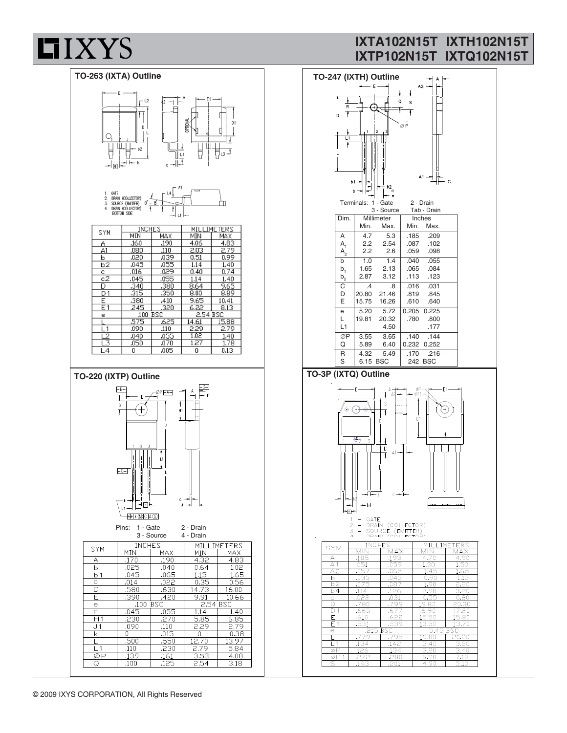## TO-263 (IXTA) Outline

1. GATE
2. DRAIN (COLLECTOR)
3. SOURCE (EMITTER)
4. DRAIN (COLLECTOR) BOTTOM SIDE

| SYM | INCHES | | MILLIMETERS | |
|---|---|---|---|---|
| | MIN | MAX | MIN | MAX |
| A | .160 | .190 | 4.06 | 4.83 |
| A1 | .080 | .110 | 2.03 | 2.79 |
| b | .020 | .039 | 0.51 | 0.99 |
| b2 | .045 | .055 | 1.14 | 1.40 |
| c | .016 | .029 | 0.40 | 0.74 |
| c2 | .045 | .055 | 1.14 | 1.40 |
| D | .340 | .380 | 8.64 | 9.65 |
| D1 | .315 | .350 | 8.00 | 8.89 |
| E | .380 | .410 | 9.65 | 10.41 |
| E1 | .245 | .320 | 6.22 | 8.13 |
| e | .100 BSC | | 2.54 BSC | |
| L | .575 | .625 | 14.61 | 15.88 |
| L1 | .090 | .110 | 2.29 | 2.79 |
| L2 | .040 | .055 | 1.02 | 1.40 |
| L3 | .050 | .070 | 1.27 | 1.78 |
| L4 | 0 | .005 | 0 | 0.13 |

## TO-220 (IXTP) Outline

Pins: 1 - Gate, 2 - Drain, 3 - Source, 4 - Drain

| SYM | INCHES | | MILLIMETERS | |
|---|---|---|---|---|
| | MIN | MAX | MIN | MAX |
| A | .170 | .190 | 4.32 | 4.83 |
| b | .025 | .040 | 0.64 | 1.02 |
| b1 | .045 | .065 | 1.15 | 1.65 |
| c | .014 | .022 | 0.35 | 0.56 |
| D | .580 | .630 | 14.73 | 16.00 |
| E | .390 | .420 | 9.91 | 10.66 |
| e | .100 BSC | | 2.54 BSC | |
| F | .045 | .055 | 1.14 | 1.40 |
| H1 | .230 | .270 | 5.85 | 6.85 |
| J1 | .090 | .110 | 2.29 | 2.79 |
| k | 0 | .015 | 0 | 0.38 |
| L | .500 | .550 | 12.70 | 13.97 |
| L1 | .110 | .230 | 2.79 | 5.84 |
| ∅P | .139 | .161 | 3.53 | 4.08 |
| Q | .100 | .125 | 2.54 | 3.18 |

## TO-247 (IXTH) Outline

Terminals: 1 - Gate, 2 - Drain, 3 - Source, Tab - Drain

| Dim. | Millimeter | | Inches | |
|---|---|---|---|---|
| | Min. | Max. | Min. | Max. |
| A | 4.7 | 5.3 | .185 | .209 |
| $A_1$ | 2.2 | 2.54 | .087 | .102 |
| $A_2$ | 2.2 | 2.6 | .059 | .098 |
| b | 1.0 | 1.4 | .040 | .055 |
| $b_1$ | 1.65 | 2.13 | .065 | .084 |
| $b_2$ | 2.87 | 3.12 | .113 | .123 |
| C | .4 | .8 | .016 | .031 |
| D | 20.80 | 21.46 | .819 | .845 |
| E | 15.75 | 16.26 | .610 | .640 |
| e | 5.20 | 5.72 | 0.205 | 0.225 |
| L | 19.81 | 20.32 | .780 | .800 |
| L1 | | 4.50 | | .177 |
| ∅P | 3.55 | 3.65 | .140 | .144 |
| Q | 5.89 | 6.40 | 0.232 | 0.252 |
| R | 4.32 | 5.49 | .170 | .216 |
| S | 6.15 BSC | | 242 BSC | |

## TO-3P (IXTQ) Outline

1 – GATE
2 – DRAIN (COLLECTOR)
3 – SOURCE (EMITTER)
4 – DRAIN (COLLECTOR)

| SYM | INCHES | | MILLIMETERS | |
|---|---|---|---|---|
| | MIN | MAX | MIN | MAX |
| A | .185 | .193 | 4.70 | 4.90 |
| A1 | .051 | .059 | 1.30 | 1.50 |
| A2 | .057 | .065 | 1.45 | 1.65 |
| b | .035 | .045 | 0.90 | 1.15 |
| b2 | .075 | .087 | 1.90 | 2.20 |
| b4 | .114 | .126 | 2.90 | 3.20 |
| c | .022 | .031 | 0.55 | 0.80 |
| D | .780 | .799 | 19.80 | 20.30 |
| D1 | .665 | .677 | 16.90 | 17.20 |
| E | .610 | .622 | 15.50 | 15.80 |
| E1 | .531 | .539 | 13.50 | 13.70 |
| e | .215 BSC | | 5.45 BSC | |
| L | .779 | .795 | 19.80 | 20.20 |
| L1 | .134 | .142 | 3.40 | 3.60 |
| ∅P | .126 | .134 | 3.20 | 3.40 |
| ∅P1 | .272 | .280 | 6.90 | 7.10 |
| S | .193 | .201 | 4.90 | 5.10 |

© 2009 IXYS CORPORATION, All Rights Reserved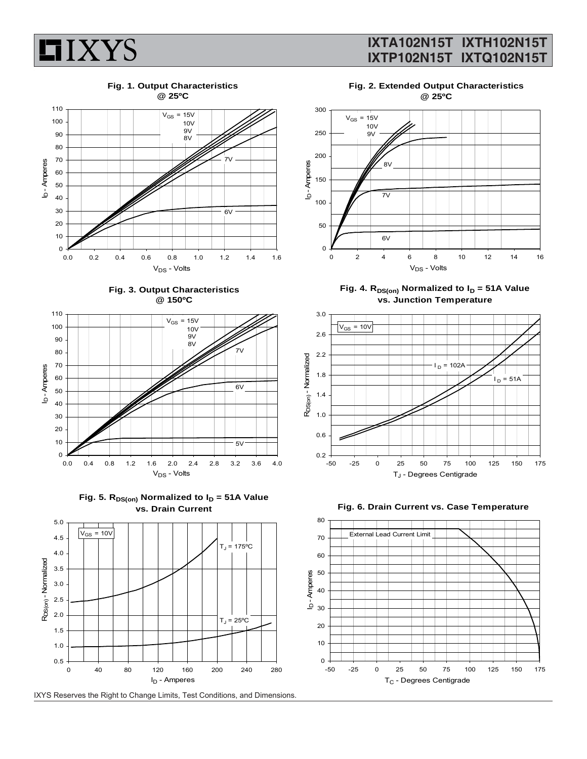Fig. 1. Output Characteristics @ 25ºC

Fig. 2. Extended Output Characteristics @ 25ºC

Fig. 3. Output Characteristics @ 150ºC

Fig. 4. $R_{DS(on)}$ Normalized to $I_D$ = 51A Value vs. Junction Temperature

Fig. 5. $R_{DS(on)}$ Normalized to $I_D$ = 51A Value vs. Drain Current

Fig. 6. Drain Current vs. Case Temperature

IXYS Reserves the Right to Change Limits, Test Conditions, and Dimensions.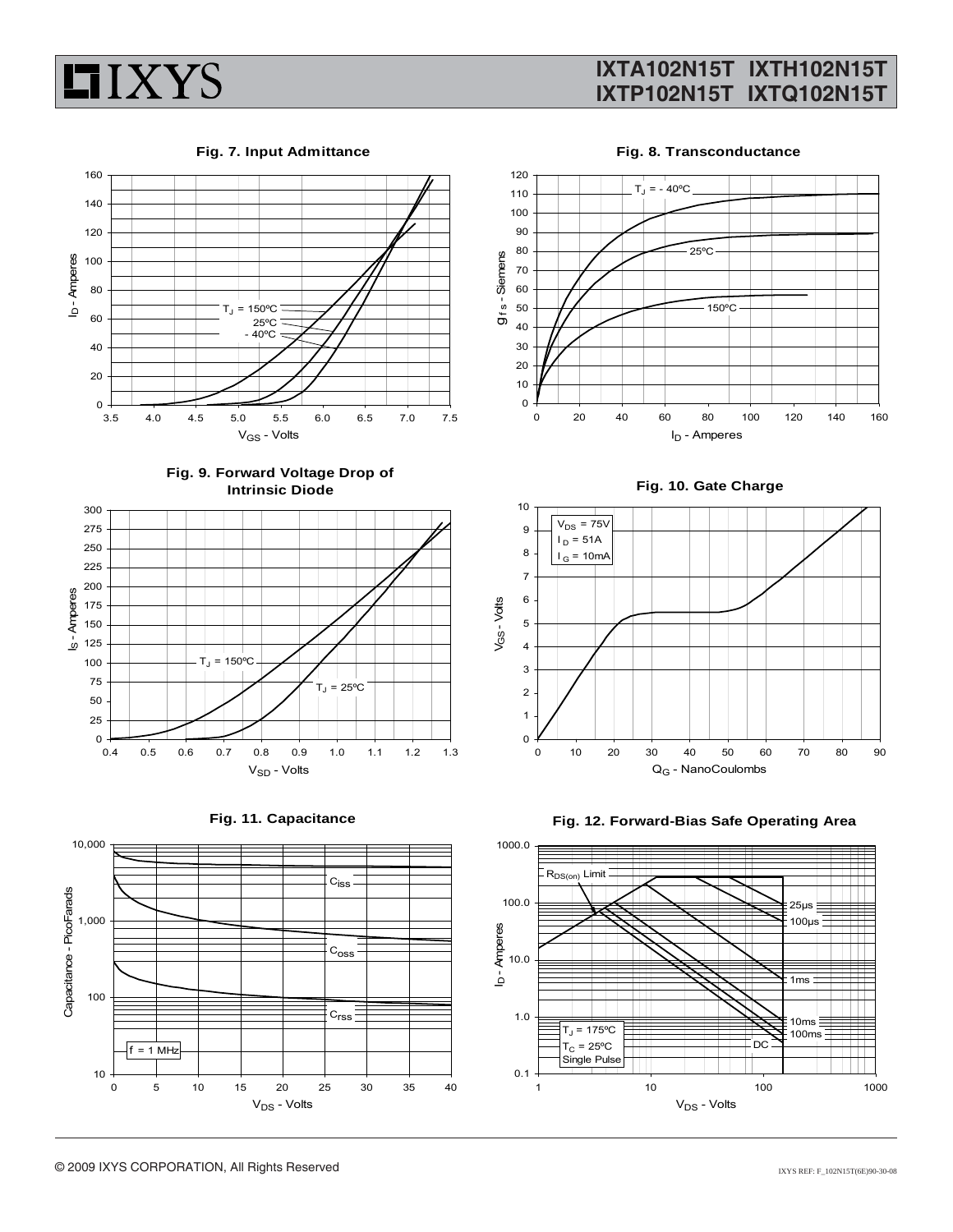**Fig. 7. Input Admittance**

$T_J$ = 150ºC
25ºC
- 40ºC

$I_D$ - Amperes

$V_{GS}$ - Volts

**Fig. 8. Transconductance**

$T_J$ = - 40ºC
25ºC
150ºC

$g_{fs}$ - Siemens

$I_D$ - Amperes

**Fig. 9. Forward Voltage Drop of Intrinsic Diode**

$T_J$ = 150ºC
$T_J$ = 25ºC

$I_S$ - Amperes

$V_{SD}$ - Volts

**Fig. 10. Gate Charge**

$V_{DS}$ = 75V
$I_D$ = 51A
$I_G$ = 10mA

$V_{GS}$ - Volts

$Q_G$ - NanoCoulombs

**Fig. 11. Capacitance**

$C_{iss}$
$C_{oss}$
$C_{rss}$
f = 1 MHz

Capacitance - PicoFarads

$V_{DS}$ - Volts

**Fig. 12. Forward-Bias Safe Operating Area**

$R_{DS(on)}$ Limit
25µs
100µs
1ms
10ms
100ms
DC
$T_J$ = 175ºC
$T_C$ = 25ºC
Single Pulse

$I_D$ - Amperes

$V_{DS}$ - Volts

© 2009 IXYS CORPORATION, All Rights Reserved

IXYS REF: F_102N15T(6E)90-30-08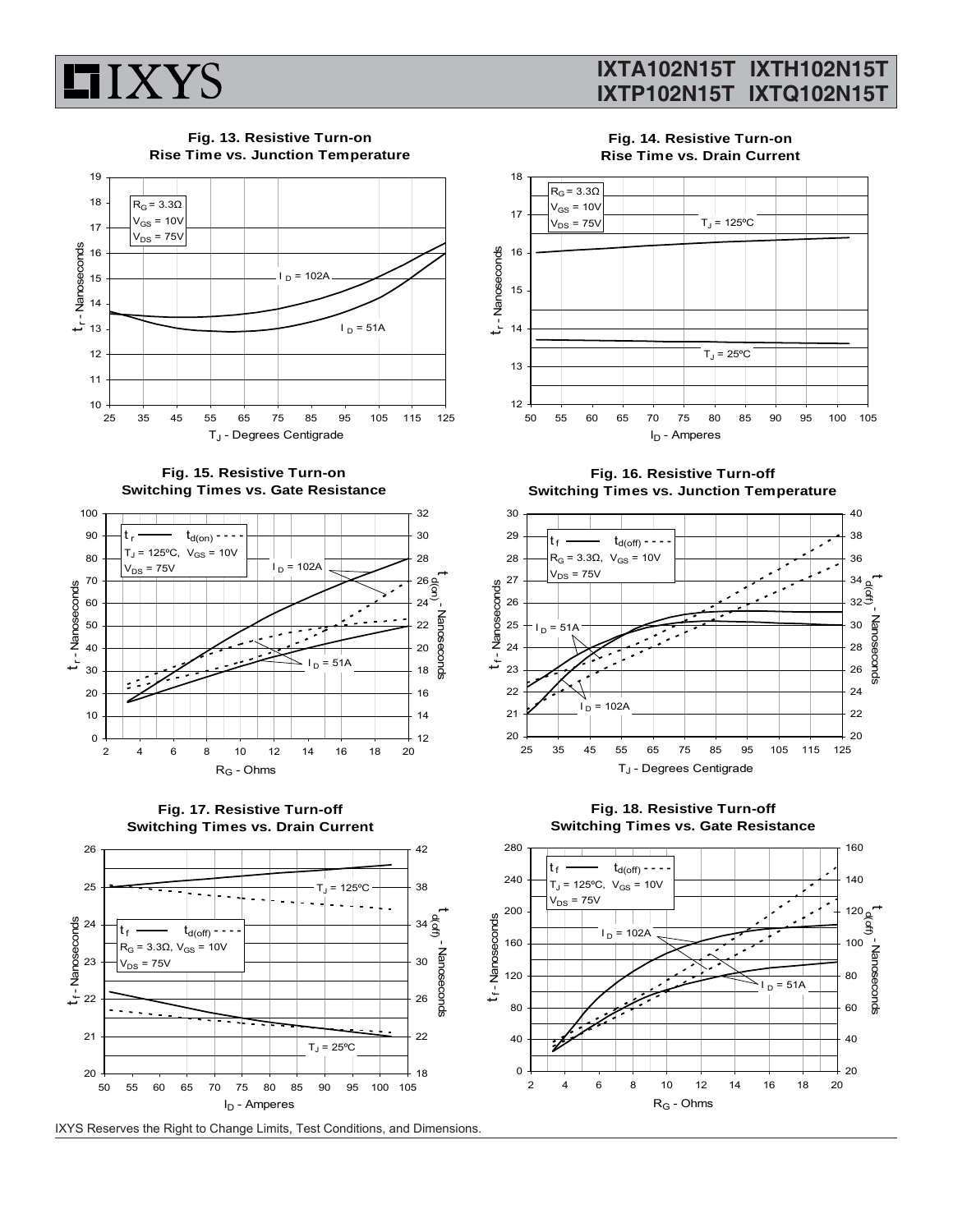**Fig. 13. Resistive Turn-on Rise Time vs. Junction Temperature**

$R_G = 3.3\Omega$, $V_{GS} = 10V$, $V_{DS} = 75V$

Curves: $I_D = 102A$, $I_D = 51A$

Y-axis: $t_r$ - Nanoseconds (10 to 19); X-axis: $T_J$ - Degrees Centigrade (25 to 125)

**Fig. 14. Resistive Turn-on Rise Time vs. Drain Current**

$R_G = 3.3\Omega$, $V_{GS} = 10V$, $V_{DS} = 75V$

Curves: $T_J = 125ºC$, $T_J = 25ºC$

Y-axis: $t_r$ - Nanoseconds (12 to 18); X-axis: $I_D$ - Amperes (50 to 105)

**Fig. 15. Resistive Turn-on Switching Times vs. Gate Resistance**

$t_r$ (solid), $t_{d(on)}$ (dashed)

$T_J = 125ºC$, $V_{GS} = 10V$, $V_{DS} = 75V$

Curves: $I_D = 102A$, $I_D = 51A$

Left Y-axis: $t_r$ - Nanoseconds (0 to 100); Right Y-axis: $t_{d(on)}$ - Nanoseconds (12 to 32); X-axis: $R_G$ - Ohms (2 to 20)

**Fig. 16. Resistive Turn-off Switching Times vs. Junction Temperature**

$t_f$ (solid), $t_{d(off)}$ (dashed)

$R_G = 3.3\Omega$, $V_{GS} = 10V$, $V_{DS} = 75V$

Curves: $I_D = 51A$, $I_D = 102A$

Left Y-axis: $t_f$ - Nanoseconds (20 to 30); Right Y-axis: $t_{d(off)}$ - Nanoseconds (20 to 40); X-axis: $T_J$ - Degrees Centigrade (25 to 125)

**Fig. 17. Resistive Turn-off Switching Times vs. Drain Current**

$t_f$ (solid), $t_{d(off)}$ (dashed)

$R_G = 3.3\Omega$, $V_{GS} = 10V$, $V_{DS} = 75V$

Curves: $T_J = 125ºC$, $T_J = 25ºC$

Left Y-axis: $t_f$ - Nanoseconds (20 to 26); Right Y-axis: $t_{d(off)}$ - Nanoseconds (18 to 42); X-axis: $I_D$ - Amperes (50 to 105)

**Fig. 18. Resistive Turn-off Switching Times vs. Gate Resistance**

$t_f$ (solid), $t_{d(off)}$ (dashed)

$T_J = 125ºC$, $V_{GS} = 10V$, $V_{DS} = 75V$

Curves: $I_D = 102A$, $I_D = 51A$

Left Y-axis: $t_f$ - Nanoseconds (0 to 280); Right Y-axis: $t_{d(off)}$ - Nanoseconds (20 to 160); X-axis: $R_G$ - Ohms (2 to 20)

IXYS Reserves the Right to Change Limits, Test Conditions, and Dimensions.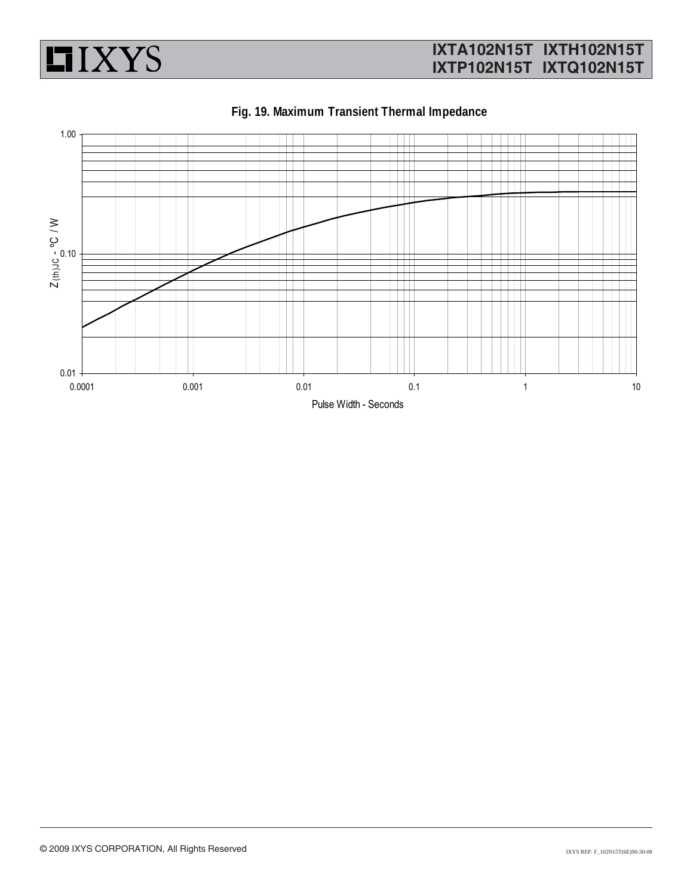**Fig. 19. Maximum Transient Thermal Impedance**

1.00

0.10

0.01

$Z_{(th)JC}$ - ºC / W

0.0001

0.001

0.01

0.1

1

10

Pulse Width - Seconds

© 2009 IXYS CORPORATION, All Rights Reserved

IXYS REF: F_102N15T(6E)90-30-08